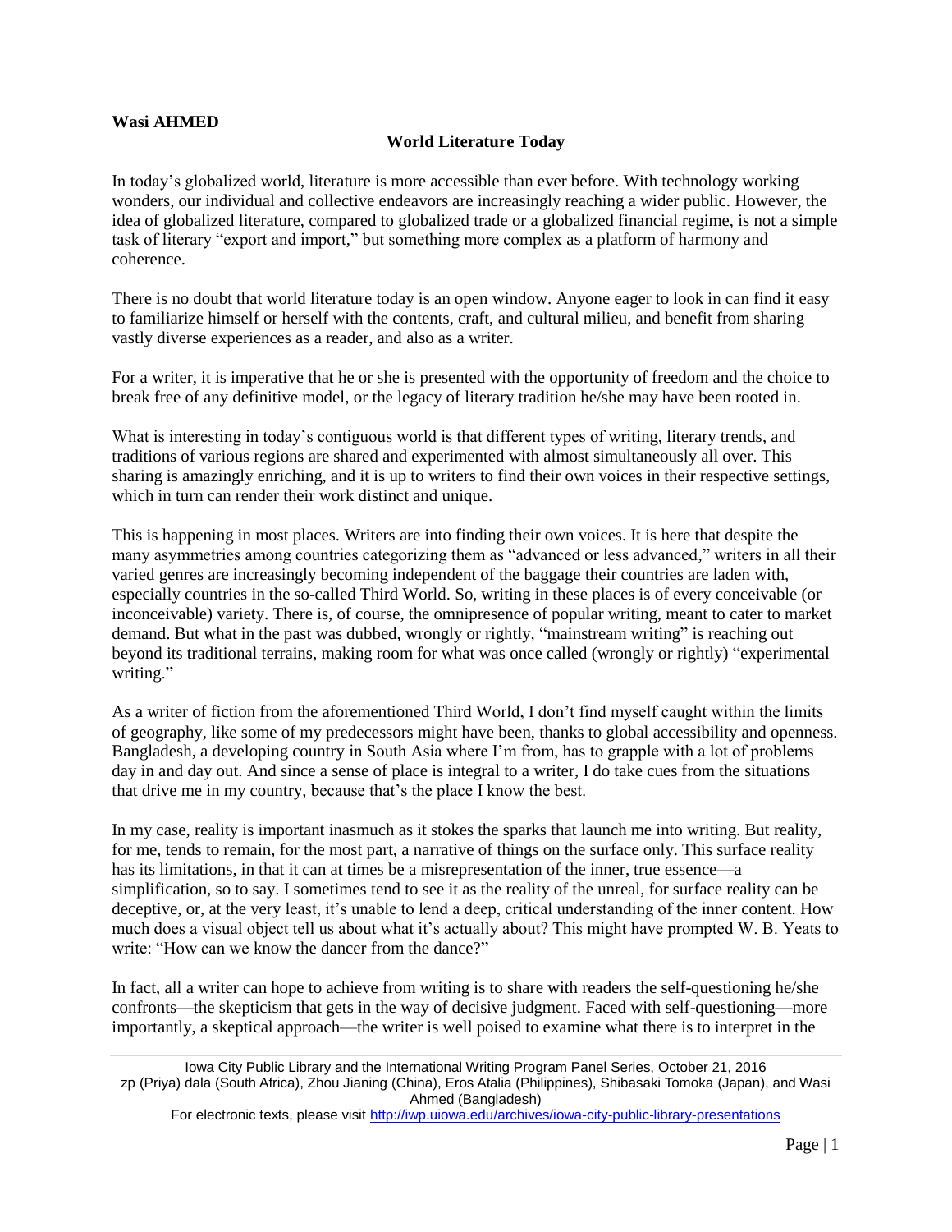**Wasi AHMED**

## World Literature Today

In today's globalized world, literature is more accessible than ever before. With technology working wonders, our individual and collective endeavors are increasingly reaching a wider public. However, the idea of globalized literature, compared to globalized trade or a globalized financial regime, is not a simple task of literary "export and import," but something more complex as a platform of harmony and coherence.

There is no doubt that world literature today is an open window. Anyone eager to look in can find it easy to familiarize himself or herself with the contents, craft, and cultural milieu, and benefit from sharing vastly diverse experiences as a reader, and also as a writer.

For a writer, it is imperative that he or she is presented with the opportunity of freedom and the choice to break free of any definitive model, or the legacy of literary tradition he/she may have been rooted in.

What is interesting in today's contiguous world is that different types of writing, literary trends, and traditions of various regions are shared and experimented with almost simultaneously all over. This sharing is amazingly enriching, and it is up to writers to find their own voices in their respective settings, which in turn can render their work distinct and unique.

This is happening in most places. Writers are into finding their own voices. It is here that despite the many asymmetries among countries categorizing them as "advanced or less advanced," writers in all their varied genres are increasingly becoming independent of the baggage their countries are laden with, especially countries in the so-called Third World. So, writing in these places is of every conceivable (or inconceivable) variety. There is, of course, the omnipresence of popular writing, meant to cater to market demand. But what in the past was dubbed, wrongly or rightly, "mainstream writing" is reaching out beyond its traditional terrains, making room for what was once called (wrongly or rightly) "experimental writing."

As a writer of fiction from the aforementioned Third World, I don't find myself caught within the limits of geography, like some of my predecessors might have been, thanks to global accessibility and openness. Bangladesh, a developing country in South Asia where I'm from, has to grapple with a lot of problems day in and day out. And since a sense of place is integral to a writer, I do take cues from the situations that drive me in my country, because that's the place I know the best.

In my case, reality is important inasmuch as it stokes the sparks that launch me into writing. But reality, for me, tends to remain, for the most part, a narrative of things on the surface only. This surface reality has its limitations, in that it can at times be a misrepresentation of the inner, true essence—a simplification, so to say. I sometimes tend to see it as the reality of the unreal, for surface reality can be deceptive, or, at the very least, it's unable to lend a deep, critical understanding of the inner content. How much does a visual object tell us about what it's actually about? This might have prompted W. B. Yeats to write: "How can we know the dancer from the dance?"

In fact, all a writer can hope to achieve from writing is to share with readers the self-questioning he/she confronts—the skepticism that gets in the way of decisive judgment. Faced with self-questioning—more importantly, a skeptical approach—the writer is well poised to examine what there is to interpret in the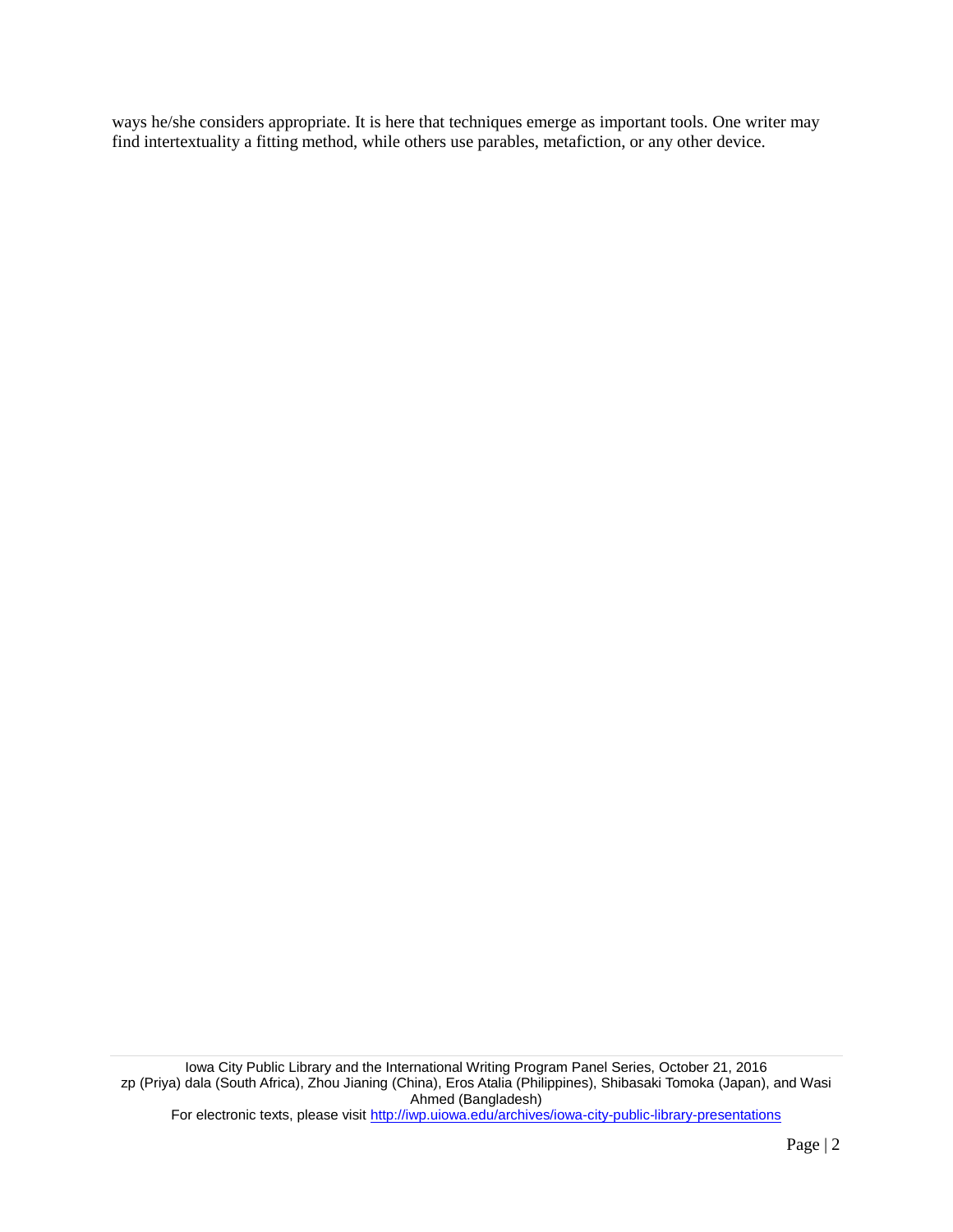ways he/she considers appropriate. It is here that techniques emerge as important tools. One writer may find intertextuality a fitting method, while others use parables, metafiction, or any other device.